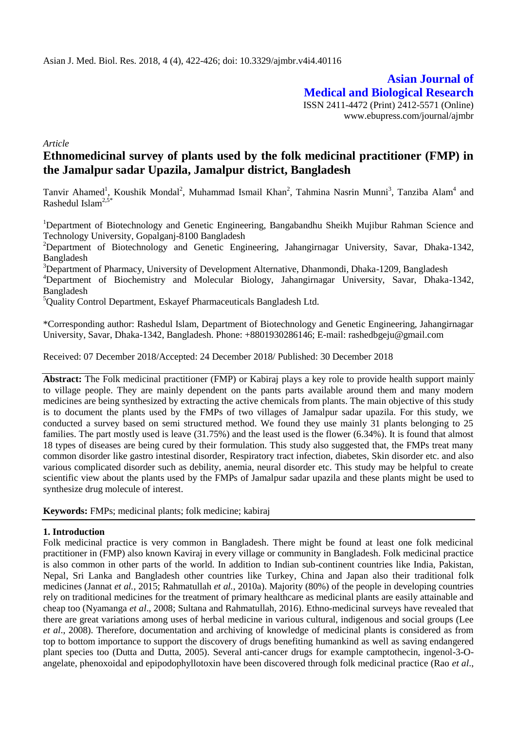*Article*

# Ethnomedicinal survey of plants used by the folk medicinal practitioner (FMP) in the Jamalpur sadar Upazila, Jamalpur district, Bangladesh

Tanvir Ahamed[1], Koushik Mondal[2], Muhammad Ismail Khan[2], Tahmina Nasrin Munni[3], Tanziba Alam[4] and Rashedul Islam[2,5*]

[1]Department of Biotechnology and Genetic Engineering, Bangabandhu Sheikh Mujibur Rahman Science and Technology University, Gopalganj-8100 Bangladesh

[2]Department of Biotechnology and Genetic Engineering, Jahangirnagar University, Savar, Dhaka-1342, Bangladesh

[3]Department of Pharmacy, University of Development Alternative, Dhanmondi, Dhaka-1209, Bangladesh

[4]Department of Biochemistry and Molecular Biology, Jahangirnagar University, Savar, Dhaka-1342, Bangladesh

[5]Quality Control Department, Eskayef Pharmaceuticals Bangladesh Ltd.

*Corresponding author: Rashedul Islam, Department of Biotechnology and Genetic Engineering, Jahangirnagar University, Savar, Dhaka-1342, Bangladesh. Phone: +8801930286146; E-mail: rashedbgeju@gmail.com

Received: 07 December 2018/Accepted: 24 December 2018/ Published: 30 December 2018

**Abstract:** The Folk medicinal practitioner (FMP) or Kabiraj plays a key role to provide health support mainly to village people. They are mainly dependent on the pants parts available around them and many modern medicines are being synthesized by extracting the active chemicals from plants. The main objective of this study is to document the plants used by the FMPs of two villages of Jamalpur sadar upazila. For this study, we conducted a survey based on semi structured method. We found they use mainly 31 plants belonging to 25 families. The part mostly used is leave (31.75%) and the least used is the flower (6.34%). It is found that almost 18 types of diseases are being cured by their formulation. This study also suggested that, the FMPs treat many common disorder like gastro intestinal disorder, Respiratory tract infection, diabetes, Skin disorder etc. and also various complicated disorder such as debility, anemia, neural disorder etc. This study may be helpful to create scientific view about the plants used by the FMPs of Jamalpur sadar upazila and these plants might be used to synthesize drug molecule of interest.

**Keywords:** FMPs; medicinal plants; folk medicine; kabiraj

## 1. Introduction

Folk medicinal practice is very common in Bangladesh. There might be found at least one folk medicinal practitioner in (FMP) also known Kaviraj in every village or community in Bangladesh. Folk medicinal practice is also common in other parts of the world. In addition to Indian sub-continent countries like India, Pakistan, Nepal, Sri Lanka and Bangladesh other countries like Turkey, China and Japan also their traditional folk medicines (Jannat *et al.*, 2015; Rahmatullah *et al.*, 2010a). Majority (80%) of the people in developing countries rely on traditional medicines for the treatment of primary healthcare as medicinal plants are easily attainable and cheap too (Nyamanga *et al*., 2008; Sultana and Rahmatullah, 2016). Ethno-medicinal surveys have revealed that there are great variations among uses of herbal medicine in various cultural, indigenous and social groups (Lee *et al*., 2008). Therefore, documentation and archiving of knowledge of medicinal plants is considered as from top to bottom importance to support the discovery of drugs benefiting humankind as well as saving endangered plant species too (Dutta and Dutta, 2005). Several anti-cancer drugs for example camptothecin, ingenol-3-O-angelate, phenoxoidal and epipodophyllotoxin have been discovered through folk medicinal practice (Rao *et al*.,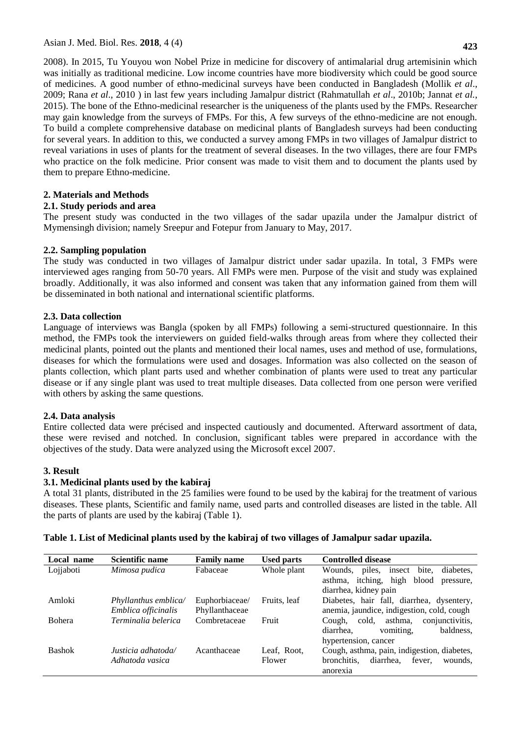2008). In 2015, Tu Youyou won Nobel Prize in medicine for discovery of antimalarial drug artemisinin which was initially as traditional medicine. Low income countries have more biodiversity which could be good source of medicines. A good number of ethno-medicinal surveys have been conducted in Bangladesh (Mollik *et al*., 2009; Rana *et al*., 2010 ) in last few years including Jamalpur district (Rahmatullah *et al*., 2010b; Jannat *et al.*, 2015). The bone of the Ethno-medicinal researcher is the uniqueness of the plants used by the FMPs. Researcher may gain knowledge from the surveys of FMPs. For this, A few surveys of the ethno-medicine are not enough. To build a complete comprehensive database on medicinal plants of Bangladesh surveys had been conducting for several years. In addition to this, we conducted a survey among FMPs in two villages of Jamalpur district to reveal variations in uses of plants for the treatment of several diseases. In the two villages, there are four FMPs who practice on the folk medicine. Prior consent was made to visit them and to document the plants used by them to prepare Ethno-medicine.

## 2. Materials and Methods

### 2.1. Study periods and area

The present study was conducted in the two villages of the sadar upazila under the Jamalpur district of Mymensingh division; namely Sreepur and Fotepur from January to May, 2017.

### 2.2. Sampling population

The study was conducted in two villages of Jamalpur district under sadar upazila. In total, 3 FMPs were interviewed ages ranging from 50-70 years. All FMPs were men. Purpose of the visit and study was explained broadly. Additionally, it was also informed and consent was taken that any information gained from them will be disseminated in both national and international scientific platforms.

### 2.3. Data collection

Language of interviews was Bangla (spoken by all FMPs) following a semi-structured questionnaire. In this method, the FMPs took the interviewers on guided field-walks through areas from where they collected their medicinal plants, pointed out the plants and mentioned their local names, uses and method of use, formulations, diseases for which the formulations were used and dosages. Information was also collected on the season of plants collection, which plant parts used and whether combination of plants were used to treat any particular disease or if any single plant was used to treat multiple diseases. Data collected from one person were verified with others by asking the same questions.

### 2.4. Data analysis

Entire collected data were précised and inspected cautiously and documented. Afterward assortment of data, these were revised and notched. In conclusion, significant tables were prepared in accordance with the objectives of the study. Data were analyzed using the Microsoft excel 2007.

## 3. Result

### 3.1. Medicinal plants used by the kabiraj

A total 31 plants, distributed in the 25 families were found to be used by the kabiraj for the treatment of various diseases. These plants, Scientific and family name, used parts and controlled diseases are listed in the table. All the parts of plants are used by the kabiraj (Table 1).

**Table 1. List of Medicinal plants used by the kabiraj of two villages of Jamalpur sadar upazila.**

| Local name | Scientific name | Family name | Used parts | Controlled disease |
|---|---|---|---|---|
| Lojjaboti | *Mimosa pudica* | Fabaceae | Whole plant | Wounds, piles, insect bite, diabetes, asthma, itching, high blood pressure, diarrhea, kidney pain |
| Amloki | *Phyllanthus emblica/ Emblica officinalis* | Euphorbiaceae/ Phyllanthaceae | Fruits, leaf | Diabetes, hair fall, diarrhea, dysentery, anemia, jaundice, indigestion, cold, cough |
| Bohera | *Terminalia belerica* | Combretaceae | Fruit | Cough, cold, asthma, conjunctivitis, diarrhea, vomiting, baldness, hypertension, cancer |
| Bashok | *Justicia adhatoda/ Adhatoda vasica* | Acanthaceae | Leaf, Root, Flower | Cough, asthma, pain, indigestion, diabetes, bronchitis, diarrhea, fever, wounds, anorexia |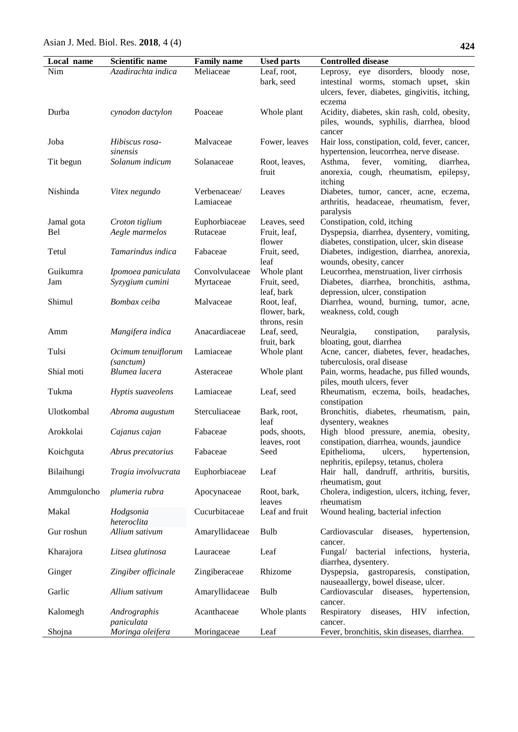| Local name | Scientific name | Family name | Used parts | Controlled disease |
|---|---|---|---|---|
| Nim | *Azadirachta indica* | Meliaceae | Leaf, root, bark, seed | Leprosy, eye disorders, bloody nose, intestinal worms, stomach upset, skin ulcers, fever, diabetes, gingivitis, itching, eczema |
| Durba | *cynodon dactylon* | Poaceae | Whole plant | Acidity, diabetes, skin rash, cold, obesity, piles, wounds, syphilis, diarrhea, blood cancer |
| Joba | *Hibiscus rosa-sinensis* | Malvaceae | Fower, leaves | Hair loss, constipation, cold, fever, cancer, hypertension, leucorrhea, nerve disease. |
| Tit begun | *Solanum indicum* | Solanaceae | Root, leaves, fruit | Asthma, fever, vomiting, diarrhea, anorexia, cough, rheumatism, epilepsy, itching |
| Nishinda | *Vitex negundo* | Verbenaceae/ Lamiaceae | Leaves | Diabetes, tumor, cancer, acne, eczema, arthritis, headaceae, rheumatism, fever, paralysis |
| Jamal gota | *Croton tiglium* | Euphorbiaceae | Leaves, seed | Constipation, cold, itching |
| Bel | *Aegle marmelos* | Rutaceae | Fruit, leaf, flower | Dyspepsia, diarrhea, dysentery, vomiting, diabetes, constipation, ulcer, skin disease |
| Tetul | *Tamarindus indica* | Fabaceae | Fruit, seed, leaf | Diabetes, indigestion, diarrhea, anorexia, wounds, obesity, cancer |
| Guikumra | *Ipomoea paniculata* | Convolvulaceae | Whole plant | Leucorrhea, menstruation, liver cirrhosis |
| Jam | *Syzygium cumini* | Myrtaceae | Fruit, seed, leaf, bark | Diabetes, diarrhea, bronchitis, asthma, depression, ulcer, constipation |
| Shimul | *Bombax ceiba* | Malvaceae | Root, leaf, flower, bark, throns, resin | Diarrhea, wound, burning, tumor, acne, weakness, cold, cough |
| Amm | *Mangifera indica* | Anacardiaceae | Leaf, seed, fruit, bark | Neuralgia, constipation, paralysis, bloating, gout, diarrhea |
| Tulsi | *Ocimum tenuiflorum (sanctum)* | Lamiaceae | Whole plant | Acne, cancer, diabetes, fever, headaches, tuberculosis, oral disease |
| Shial moti | *Blumea lacera* | Asteraceae | Whole plant | Pain, worms, headache, pus filled wounds, piles, mouth ulcers, fever |
| Tukma | *Hyptis suaveolens* | Lamiaceae | Leaf, seed | Rheumatism, eczema, boils, headaches, constipation |
| Ulotkombal | *Abroma augustum* | Sterculiaceae | Bark, root, leaf | Bronchitis, diabetes, rheumatism, pain, dysentery, weaknes |
| Arokkolai | *Cajanus cajan* | Fabaceae | pods, shoots, leaves, root | High blood pressure, anemia, obesity, constipation, diarrhea, wounds, jaundice |
| Koichguta | *Abrus precatorius* | Fabaceae | Seed | Epithelioma, ulcers, hypertension, nephritis, epilepsy, tetanus, cholera |
| Bilaihungi | *Tragia involvucrata* | Euphorbiaceae | Leaf | Hair hall, dandruff, arthritis, bursitis, rheumatism, gout |
| Ammguloncho | *plumeria rubra* | Apocynaceae | Root, bark, leaves | Cholera, indigestion, ulcers, itching, fever, rheumatism |
| Makal | *Hodgsonia heteroclita* | Cucurbitaceae | Leaf and fruit | Wound healing, bacterial infection |
| Gur roshun | *Allium sativum* | Amaryllidaceae | Bulb | Cardiovascular diseases, hypertension, cancer. |
| Kharajora | *Litsea glutinosa* | Lauraceae | Leaf | Fungal/ bacterial infections, hysteria, diarrhea, dysentery. |
| Ginger | *Zingiber officinale* | Zingiberaceae | Rhizome | Dyspepsia, gastroparesis, constipation, nauseaallergy, bowel disease, ulcer. |
| Garlic | *Allium sativum* | Amaryllidaceae | Bulb | Cardiovascular diseases, hypertension, cancer. |
| Kalomegh | *Andrographis paniculata* | Acanthaceae | Whole plants | Respiratory diseases, HIV infection, cancer. |
| Shojna | *Moringa oleifera* | Moringaceae | Leaf | Fever, bronchitis, skin diseases, diarrhea. |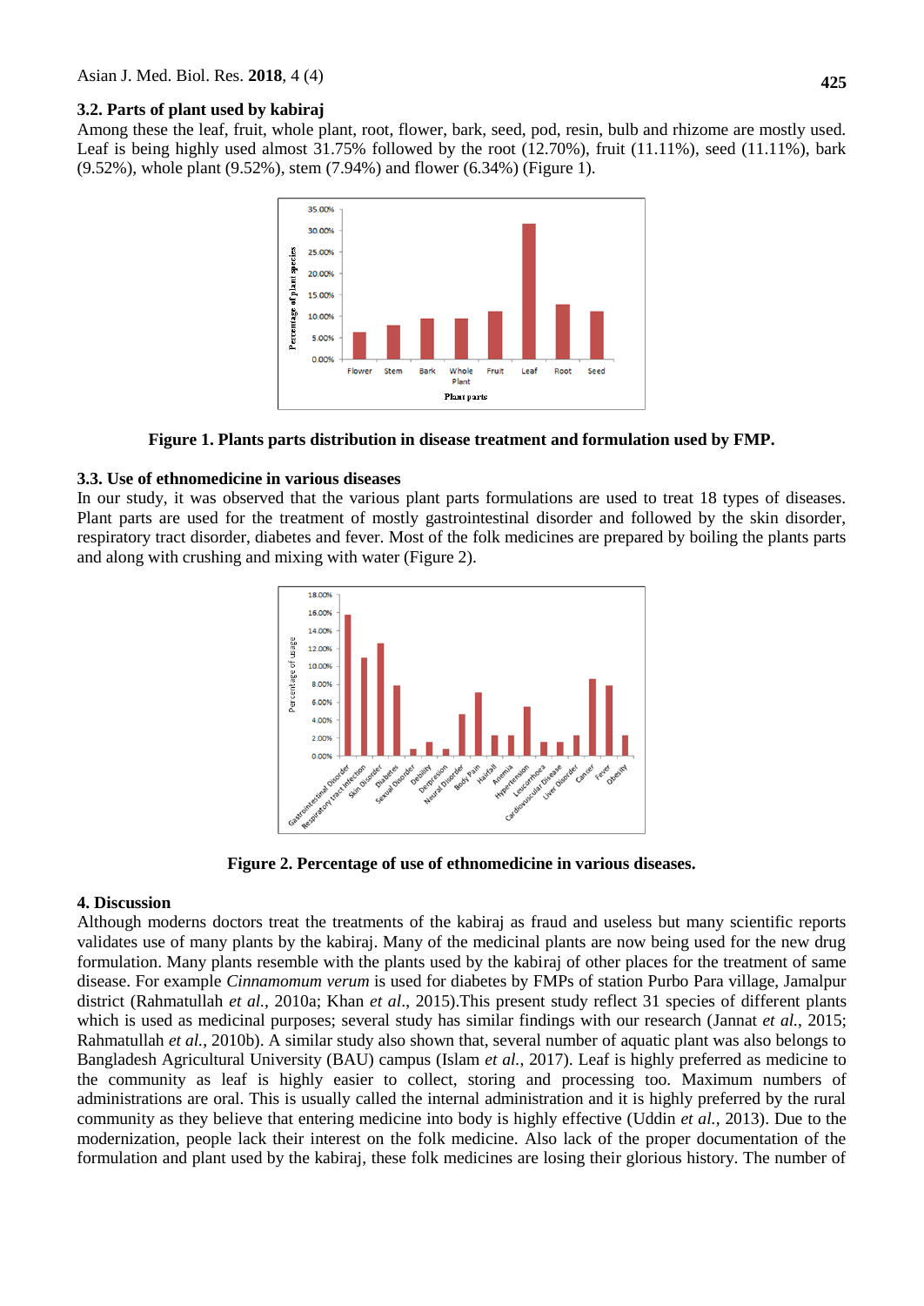### 3.2. Parts of plant used by kabiraj

Among these the leaf, fruit, whole plant, root, flower, bark, seed, pod, resin, bulb and rhizome are mostly used. Leaf is being highly used almost 31.75% followed by the root (12.70%), fruit (11.11%), seed (11.11%), bark (9.52%), whole plant (9.52%), stem (7.94%) and flower (6.34%) (Figure 1).

**Figure 1. Plants parts distribution in disease treatment and formulation used by FMP.**

### 3.3. Use of ethnomedicine in various diseases

In our study, it was observed that the various plant parts formulations are used to treat 18 types of diseases. Plant parts are used for the treatment of mostly gastrointestinal disorder and followed by the skin disorder, respiratory tract disorder, diabetes and fever. Most of the folk medicines are prepared by boiling the plants parts and along with crushing and mixing with water (Figure 2).

**Figure 2. Percentage of use of ethnomedicine in various diseases.**

## 4. Discussion

Although moderns doctors treat the treatments of the kabiraj as fraud and useless but many scientific reports validates use of many plants by the kabiraj. Many of the medicinal plants are now being used for the new drug formulation. Many plants resemble with the plants used by the kabiraj of other places for the treatment of same disease. For example *Cinnamomum verum* is used for diabetes by FMPs of station Purbo Para village, Jamalpur district (Rahmatullah *et al.,* 2010a; Khan *et al*., 2015).This present study reflect 31 species of different plants which is used as medicinal purposes; several study has similar findings with our research (Jannat *et al.*, 2015; Rahmatullah *et al.*, 2010b). A similar study also shown that, several number of aquatic plant was also belongs to Bangladesh Agricultural University (BAU) campus (Islam *et al.*, 2017). Leaf is highly preferred as medicine to the community as leaf is highly easier to collect, storing and processing too. Maximum numbers of administrations are oral. This is usually called the internal administration and it is highly preferred by the rural community as they believe that entering medicine into body is highly effective (Uddin *et al.*, 2013). Due to the modernization, people lack their interest on the folk medicine. Also lack of the proper documentation of the formulation and plant used by the kabiraj, these folk medicines are losing their glorious history. The number of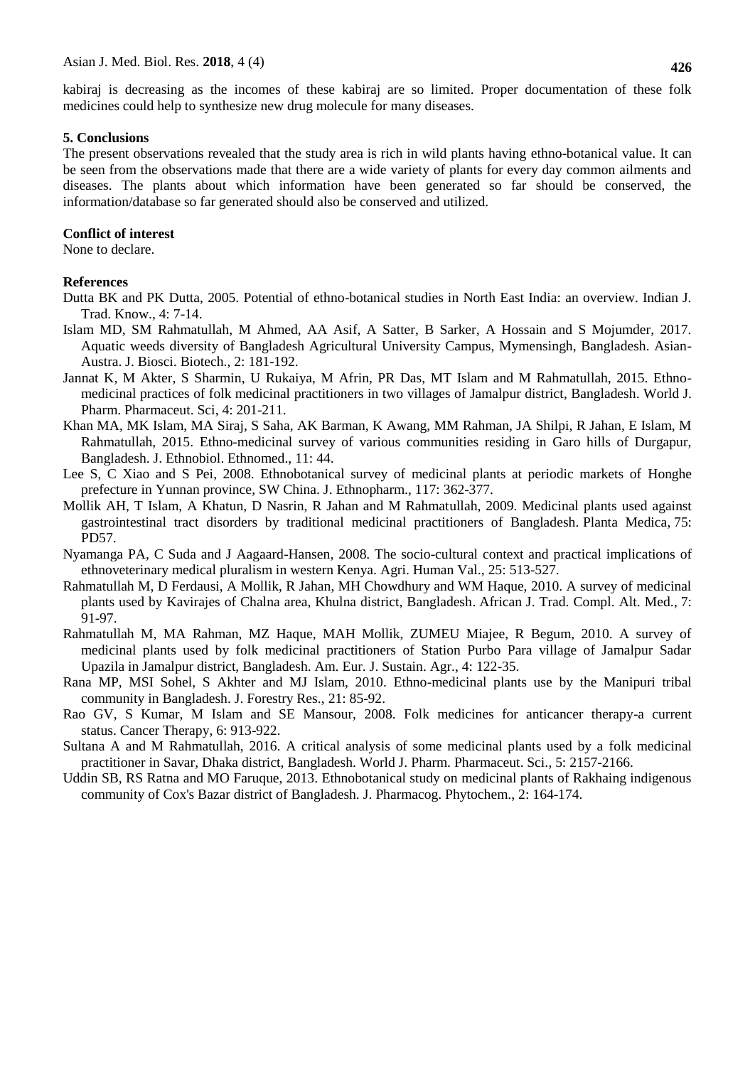kabiraj is decreasing as the incomes of these kabiraj are so limited. Proper documentation of these folk medicines could help to synthesize new drug molecule for many diseases.

## 5. Conclusions

The present observations revealed that the study area is rich in wild plants having ethno-botanical value. It can be seen from the observations made that there are a wide variety of plants for every day common ailments and diseases. The plants about which information have been generated so far should be conserved, the information/database so far generated should also be conserved and utilized.

## Conflict of interest

None to declare.

## References

Dutta BK and PK Dutta, 2005. Potential of ethno-botanical studies in North East India: an overview. Indian J. Trad. Know., 4: 7-14.

Islam MD, SM Rahmatullah, M Ahmed, AA Asif, A Satter, B Sarker, A Hossain and S Mojumder, 2017. Aquatic weeds diversity of Bangladesh Agricultural University Campus, Mymensingh, Bangladesh. Asian-Austra. J. Biosci. Biotech., 2: 181-192.

Jannat K, M Akter, S Sharmin, U Rukaiya, M Afrin, PR Das, MT Islam and M Rahmatullah, 2015. Ethno-medicinal practices of folk medicinal practitioners in two villages of Jamalpur district, Bangladesh. World J. Pharm. Pharmaceut. Sci, 4: 201-211.

Khan MA, MK Islam, MA Siraj, S Saha, AK Barman, K Awang, MM Rahman, JA Shilpi, R Jahan, E Islam, M Rahmatullah, 2015. Ethno-medicinal survey of various communities residing in Garo hills of Durgapur, Bangladesh. J. Ethnobiol. Ethnomed., 11: 44.

Lee S, C Xiao and S Pei, 2008. Ethnobotanical survey of medicinal plants at periodic markets of Honghe prefecture in Yunnan province, SW China. J. Ethnopharm., 117: 362-377.

Mollik AH, T Islam, A Khatun, D Nasrin, R Jahan and M Rahmatullah, 2009. Medicinal plants used against gastrointestinal tract disorders by traditional medicinal practitioners of Bangladesh. Planta Medica, 75: PD57.

Nyamanga PA, C Suda and J Aagaard-Hansen, 2008. The socio-cultural context and practical implications of ethnoveterinary medical pluralism in western Kenya. Agri. Human Val., 25: 513-527.

Rahmatullah M, D Ferdausi, A Mollik, R Jahan, MH Chowdhury and WM Haque, 2010. A survey of medicinal plants used by Kavirajes of Chalna area, Khulna district, Bangladesh. African J. Trad. Compl. Alt. Med., 7: 91-97.

Rahmatullah M, MA Rahman, MZ Haque, MAH Mollik, ZUMEU Miajee, R Begum, 2010. A survey of medicinal plants used by folk medicinal practitioners of Station Purbo Para village of Jamalpur Sadar Upazila in Jamalpur district, Bangladesh. Am. Eur. J. Sustain. Agr., 4: 122-35.

Rana MP, MSI Sohel, S Akhter and MJ Islam, 2010. Ethno-medicinal plants use by the Manipuri tribal community in Bangladesh. J. Forestry Res., 21: 85-92.

Rao GV, S Kumar, M Islam and SE Mansour, 2008. Folk medicines for anticancer therapy-a current status. Cancer Therapy, 6: 913-922.

Sultana A and M Rahmatullah, 2016. A critical analysis of some medicinal plants used by a folk medicinal practitioner in Savar, Dhaka district, Bangladesh. World J. Pharm. Pharmaceut. Sci., 5: 2157-2166.

Uddin SB, RS Ratna and MO Faruque, 2013. Ethnobotanical study on medicinal plants of Rakhaing indigenous community of Cox's Bazar district of Bangladesh. J. Pharmacog. Phytochem., 2: 164-174.